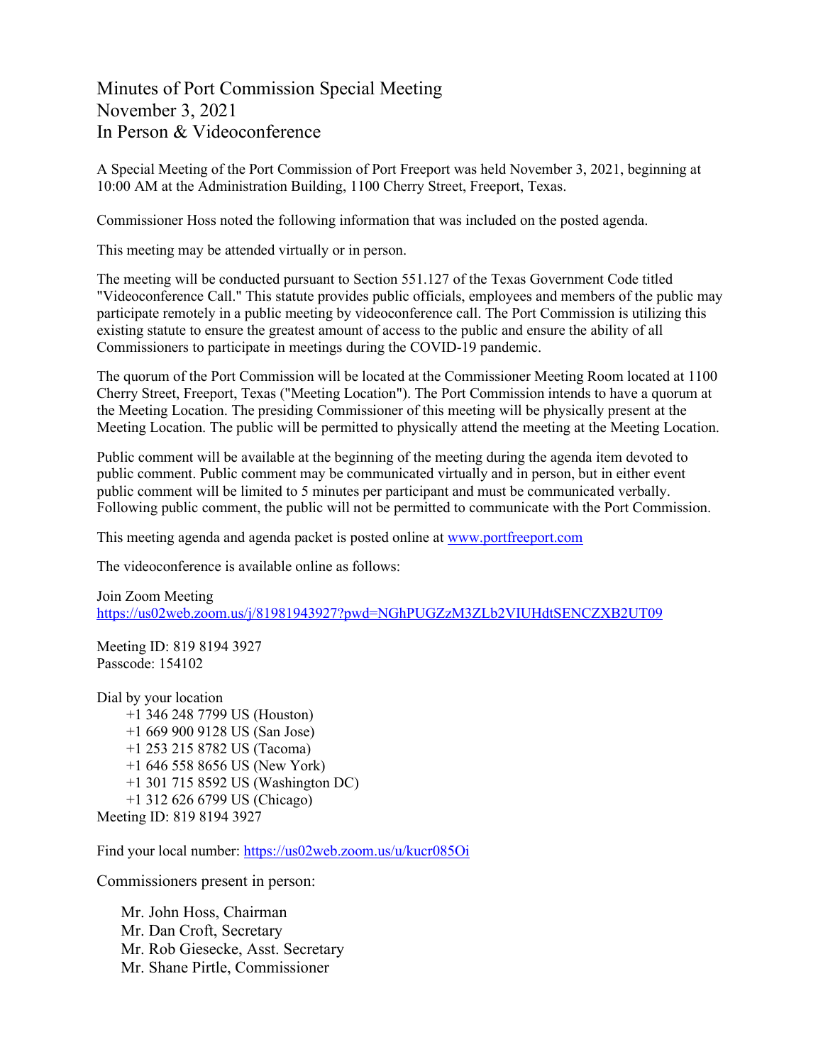# Minutes of Port Commission Special Meeting
# November 3, 2021
# In Person & Videoconference

A Special Meeting of the Port Commission of Port Freeport was held November 3, 2021, beginning at 10:00 AM at the Administration Building, 1100 Cherry Street, Freeport, Texas.

Commissioner Hoss noted the following information that was included on the posted agenda.

This meeting may be attended virtually or in person.

The meeting will be conducted pursuant to Section 551.127 of the Texas Government Code titled "Videoconference Call." This statute provides public officials, employees and members of the public may participate remotely in a public meeting by videoconference call. The Port Commission is utilizing this existing statute to ensure the greatest amount of access to the public and ensure the ability of all Commissioners to participate in meetings during the COVID-19 pandemic.

The quorum of the Port Commission will be located at the Commissioner Meeting Room located at 1100 Cherry Street, Freeport, Texas ("Meeting Location"). The Port Commission intends to have a quorum at the Meeting Location. The presiding Commissioner of this meeting will be physically present at the Meeting Location. The public will be permitted to physically attend the meeting at the Meeting Location.

Public comment will be available at the beginning of the meeting during the agenda item devoted to public comment. Public comment may be communicated virtually and in person, but in either event public comment will be limited to 5 minutes per participant and must be communicated verbally. Following public comment, the public will not be permitted to communicate with the Port Commission.

This meeting agenda and agenda packet is posted online at [www.portfreeport.com](http://www.portfreeport.com)

The videoconference is available online as follows:

Join Zoom Meeting
[https://us02web.zoom.us/j/81981943927?pwd=NGhPUGZzM3ZLb2VIUHdtSENCZXB2UT09](https://us02web.zoom.us/j/81981943927?pwd=NGhPUGZzM3ZLb2VIUHdtSENCZXB2UT09)

Meeting ID: 819 8194 3927
Passcode: 154102

Dial by your location
- +1 346 248 7799 US (Houston)
- +1 669 900 9128 US (San Jose)
- +1 253 215 8782 US (Tacoma)
- +1 646 558 8656 US (New York)
- +1 301 715 8592 US (Washington DC)
- +1 312 626 6799 US (Chicago)

Meeting ID: 819 8194 3927

Find your local number: [https://us02web.zoom.us/u/kucr085Oi](https://us02web.zoom.us/u/kucr085Oi)

Commissioners present in person:

- Mr. John Hoss, Chairman
- Mr. Dan Croft, Secretary
- Mr. Rob Giesecke, Asst. Secretary
- Mr. Shane Pirtle, Commissioner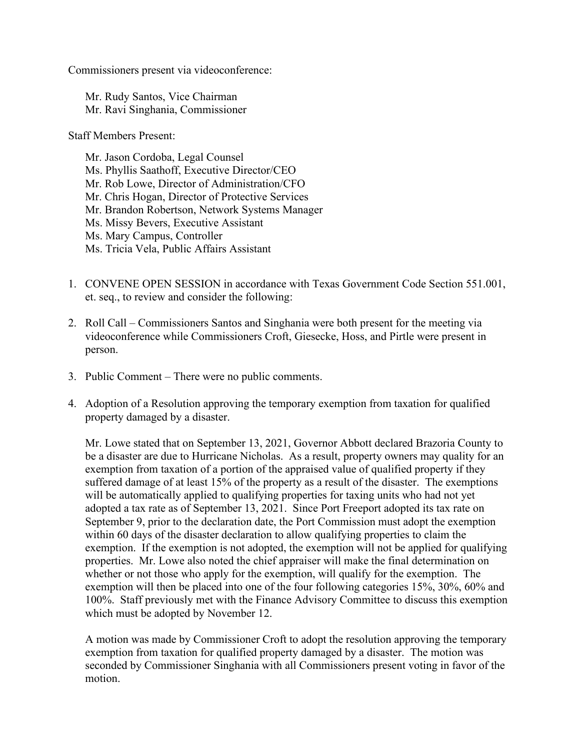Commissioners present via videoconference:

Mr. Rudy Santos, Vice Chairman
Mr. Ravi Singhania, Commissioner

Staff Members Present:

Mr. Jason Cordoba, Legal Counsel
Ms. Phyllis Saathoff, Executive Director/CEO
Mr. Rob Lowe, Director of Administration/CFO
Mr. Chris Hogan, Director of Protective Services
Mr. Brandon Robertson, Network Systems Manager
Ms. Missy Bevers, Executive Assistant
Ms. Mary Campus, Controller
Ms. Tricia Vela, Public Affairs Assistant

1. CONVENE OPEN SESSION in accordance with Texas Government Code Section 551.001, et. seq., to review and consider the following:

2. Roll Call – Commissioners Santos and Singhania were both present for the meeting via videoconference while Commissioners Croft, Giesecke, Hoss, and Pirtle were present in person.

3. Public Comment – There were no public comments.

4. Adoption of a Resolution approving the temporary exemption from taxation for qualified property damaged by a disaster.

   Mr. Lowe stated that on September 13, 2021, Governor Abbott declared Brazoria County to be a disaster are due to Hurricane Nicholas. As a result, property owners may quality for an exemption from taxation of a portion of the appraised value of qualified property if they suffered damage of at least 15% of the property as a result of the disaster. The exemptions will be automatically applied to qualifying properties for taxing units who had not yet adopted a tax rate as of September 13, 2021. Since Port Freeport adopted its tax rate on September 9, prior to the declaration date, the Port Commission must adopt the exemption within 60 days of the disaster declaration to allow qualifying properties to claim the exemption. If the exemption is not adopted, the exemption will not be applied for qualifying properties. Mr. Lowe also noted the chief appraiser will make the final determination on whether or not those who apply for the exemption, will qualify for the exemption. The exemption will then be placed into one of the four following categories 15%, 30%, 60% and 100%. Staff previously met with the Finance Advisory Committee to discuss this exemption which must be adopted by November 12.

   A motion was made by Commissioner Croft to adopt the resolution approving the temporary exemption from taxation for qualified property damaged by a disaster. The motion was seconded by Commissioner Singhania with all Commissioners present voting in favor of the motion.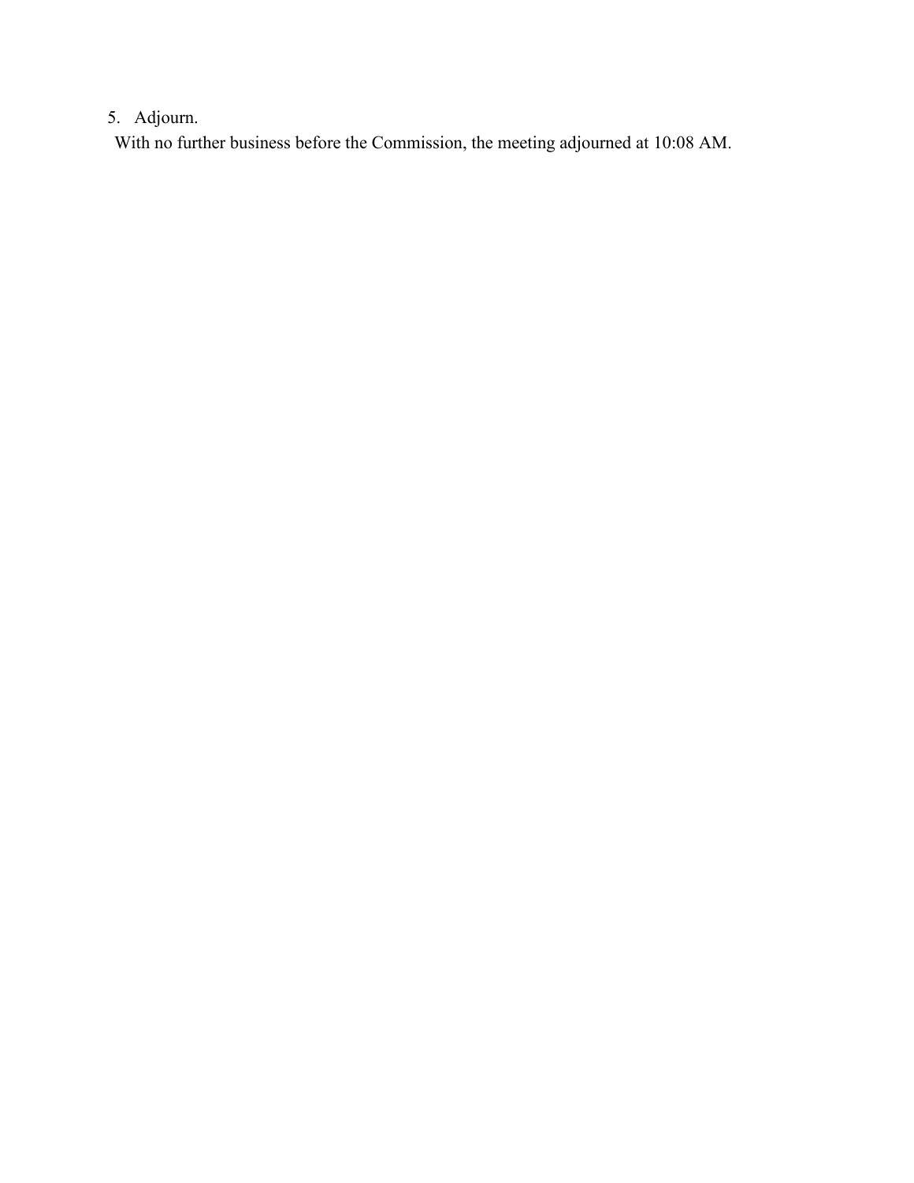5. Adjourn.

With no further business before the Commission, the meeting adjourned at 10:08 AM.